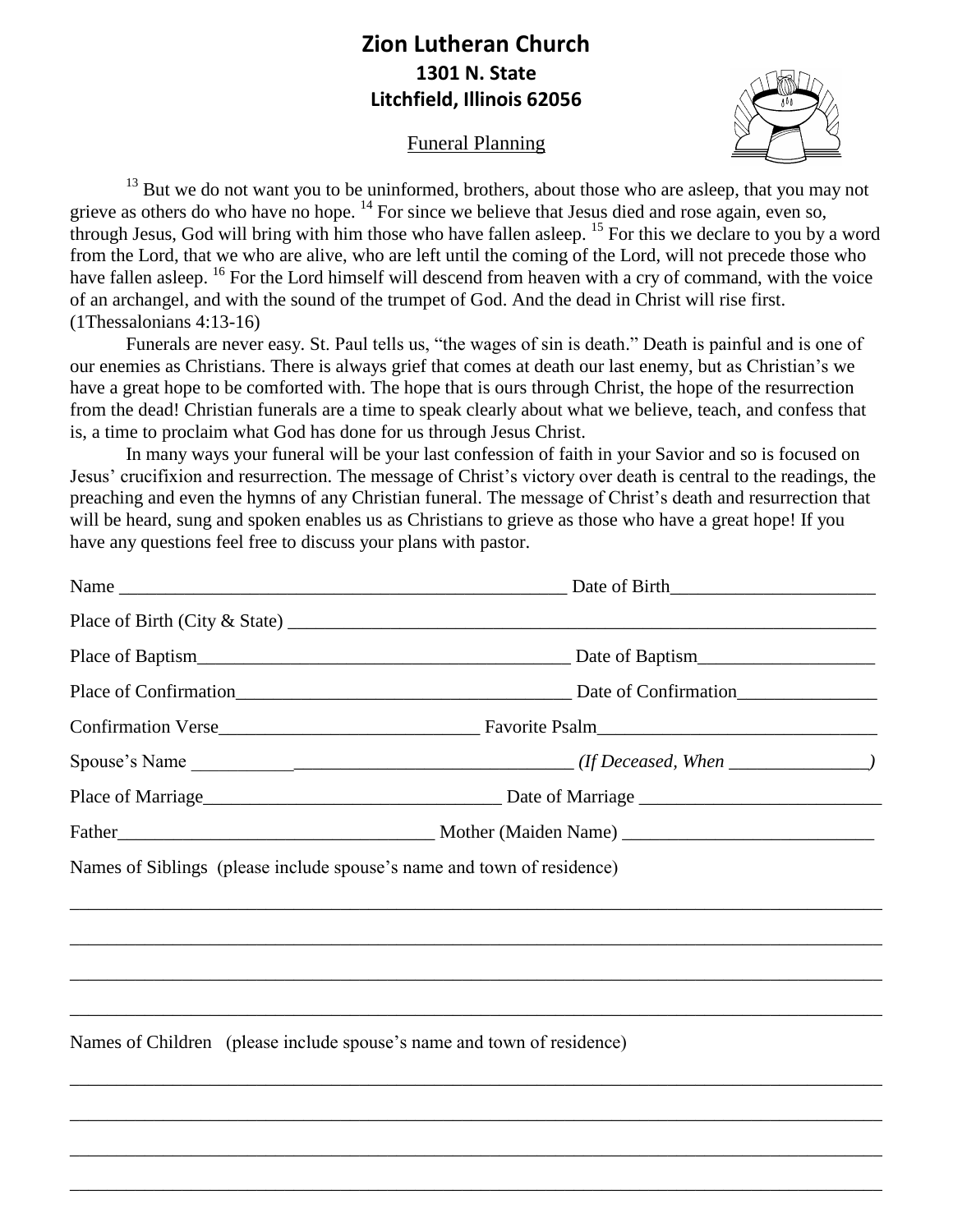# Zion Lutheran Church

**1301 N. State**
**Litchfield, Illinois 62056**

Funeral Planning

[13] But we do not want you to be uninformed, brothers, about those who are asleep, that you may not grieve as others do who have no hope. [14] For since we believe that Jesus died and rose again, even so, through Jesus, God will bring with him those who have fallen asleep. [15] For this we declare to you by a word from the Lord, that we who are alive, who are left until the coming of the Lord, will not precede those who have fallen asleep. [16] For the Lord himself will descend from heaven with a cry of command, with the voice of an archangel, and with the sound of the trumpet of God. And the dead in Christ will rise first. (1Thessalonians 4:13-16)

Funerals are never easy. St. Paul tells us, "the wages of sin is death." Death is painful and is one of our enemies as Christians. There is always grief that comes at death our last enemy, but as Christian's we have a great hope to be comforted with. The hope that is ours through Christ, the hope of the resurrection from the dead! Christian funerals are a time to speak clearly about what we believe, teach, and confess that is, a time to proclaim what God has done for us through Jesus Christ.

In many ways your funeral will be your last confession of faith in your Savior and so is focused on Jesus' crucifixion and resurrection. The message of Christ's victory over death is central to the readings, the preaching and even the hymns of any Christian funeral. The message of Christ's death and resurrection that will be heard, sung and spoken enables us as Christians to grieve as those who have a great hope! If you have any questions feel free to discuss your plans with pastor.

Name _________________________________________________ Date of Birth______________________

Place of Birth (City & State) _______________________________________________________________

Place of Baptism________________________________________ Date of Baptism___________________

Place of Confirmation____________________________________ Date of Confirmation_______________

Confirmation Verse___________________________ Favorite Psalm______________________________

Spouse's Name __________________________________________ *(If Deceased, When _______________)*

Place of Marriage________________________________ Date of Marriage __________________________

Father__________________________________ Mother (Maiden Name) ___________________________

Names of Siblings (please include spouse's name and town of residence)

_____________________________________________________________________________________

_____________________________________________________________________________________

_____________________________________________________________________________________

_____________________________________________________________________________________

Names of Children (please include spouse's name and town of residence)

_____________________________________________________________________________________

_____________________________________________________________________________________

_____________________________________________________________________________________

_____________________________________________________________________________________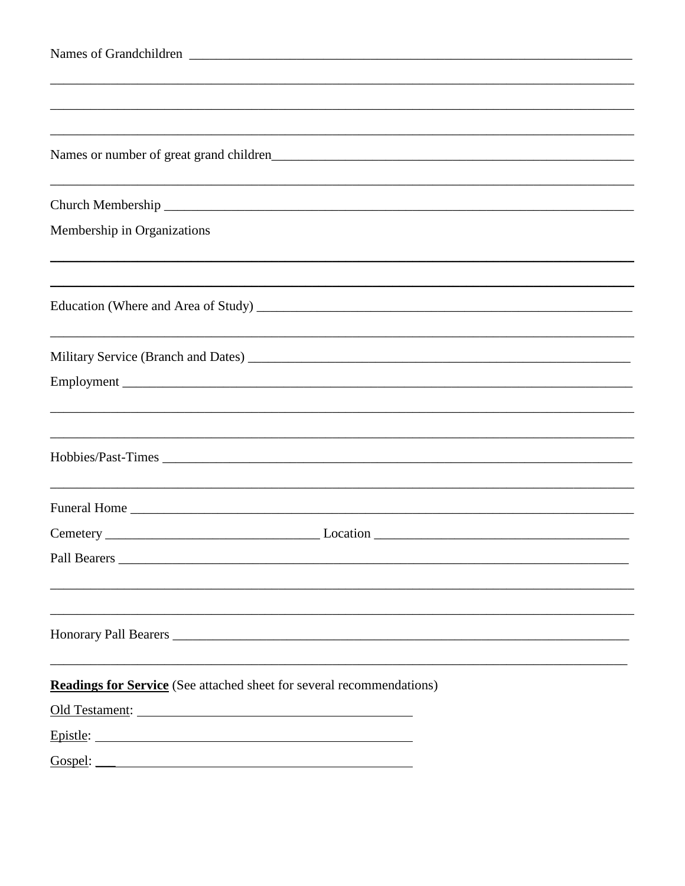Names of Grandchildren ______________________________________________________________________

_____________________________________________________________________________________________

_____________________________________________________________________________________________

_____________________________________________________________________________________________

Names or number of great grand children_______________________________________________________

_____________________________________________________________________________________________

Church Membership __________________________________________________________________________

Membership in Organizations

_____________________________________________________________________________________________

_____________________________________________________________________________________________

Education (Where and Area of Study) _________________________________________________________

_____________________________________________________________________________________________

Military Service (Branch and Dates) _________________________________________________________

Employment _________________________________________________________________________________

_____________________________________________________________________________________________

_____________________________________________________________________________________________

Hobbies/Past-Times _________________________________________________________________________

_____________________________________________________________________________________________

Funeral Home _______________________________________________________________________________

Cemetery ________________________________ Location ______________________________________

Pall Bearers _______________________________________________________________________________

_____________________________________________________________________________________________

_____________________________________________________________________________________________

Honorary Pall Bearers ______________________________________________________________________

_____________________________________________________________________________________________

**Readings for Service** (See attached sheet for several recommendations)

Old Testament: ________________________________________

Epistle: ________________________________________

Gospel: ________________________________________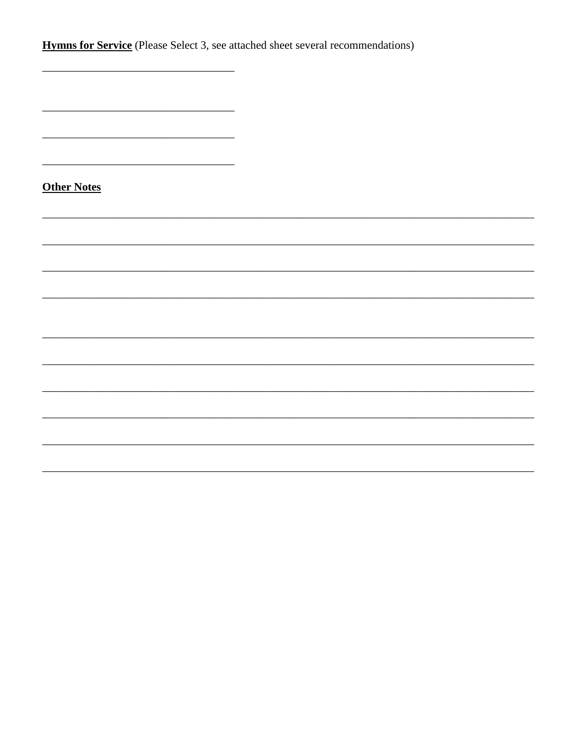**<u>Hymns for Service</u>** (Please Select 3, see attached sheet several recommendations)

___________________________________

___________________________________

___________________________________

___________________________________

**<u>Other Notes</u>**

_____________________________________________________________________________________

_____________________________________________________________________________________

_____________________________________________________________________________________

_____________________________________________________________________________________

_____________________________________________________________________________________

_____________________________________________________________________________________

_____________________________________________________________________________________

_____________________________________________________________________________________

_____________________________________________________________________________________

_____________________________________________________________________________________